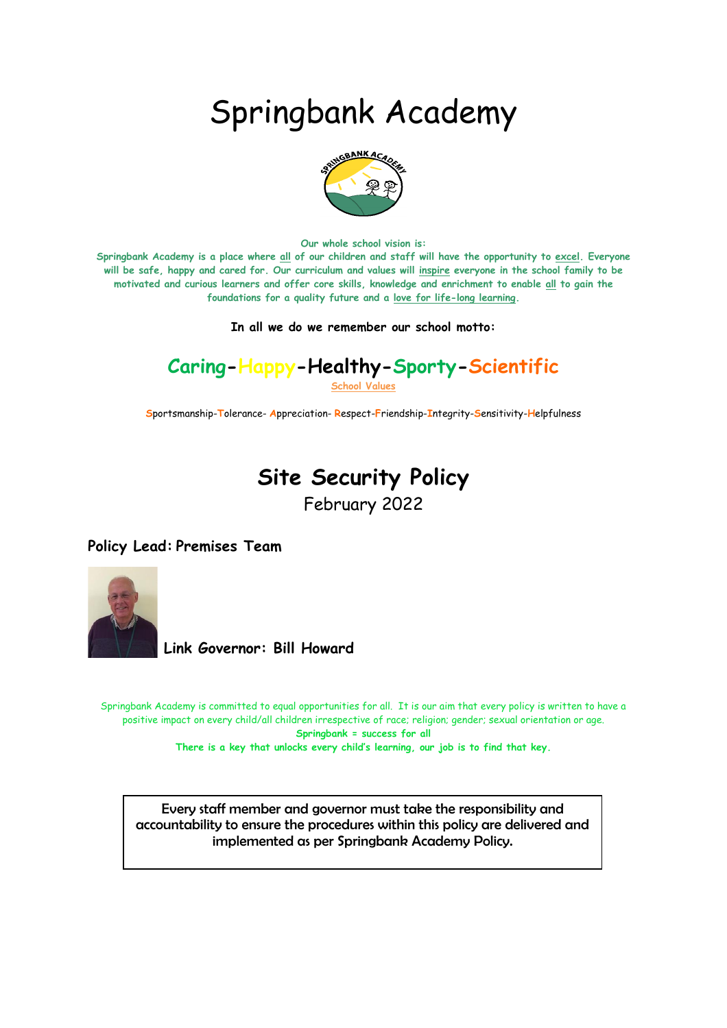# Springbank Academy

Our whole school vision is:

Springbank Academy is a place where all of our children and staff will have the opportunity to excel. Everyone will be safe, happy and cared for. Our curriculum and values will inspire everyone in the school family to be motivated and curious learners and offer core skills, knowledge and enrichment to enable all to gain the foundations for a quality future and a love for life-long learning.

**In all we do we remember our school motto:**

## Caring-Happy-Healthy-Sporty-Scientific

School Values

Sportsmanship-Tolerance- Appreciation- Respect-Friendship-Integrity-Sensitivity-Helpfulness

# Site Security Policy

February 2022

**Policy Lead: Premises Team**

**Link Governor: Bill Howard**

Springbank Academy is committed to equal opportunities for all. It is our aim that every policy is written to have a positive impact on every child/all children irrespective of race; religion; gender; sexual orientation or age.

**Springbank = success for all**

**There is a key that unlocks every child's learning, our job is to find that key.**

Every staff member and governor must take the responsibility and accountability to ensure the procedures within this policy are delivered and implemented as per Springbank Academy Policy.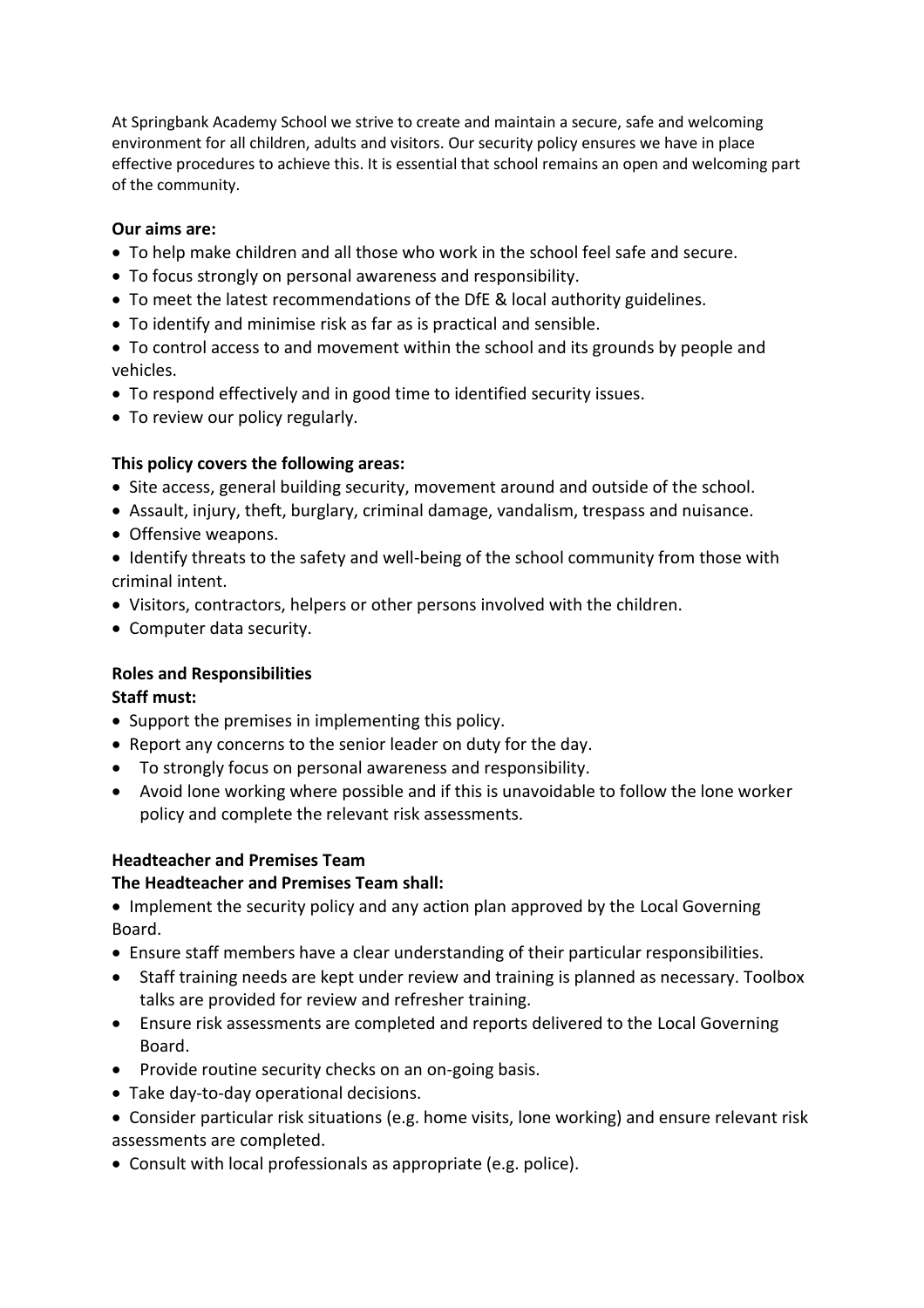At Springbank Academy School we strive to create and maintain a secure, safe and welcoming environment for all children, adults and visitors. Our security policy ensures we have in place effective procedures to achieve this. It is essential that school remains an open and welcoming part of the community.

**Our aims are:**

- To help make children and all those who work in the school feel safe and secure.
- To focus strongly on personal awareness and responsibility.
- To meet the latest recommendations of the DfE & local authority guidelines.
- To identify and minimise risk as far as is practical and sensible.
- To control access to and movement within the school and its grounds by people and vehicles.
- To respond effectively and in good time to identified security issues.
- To review our policy regularly.

**This policy covers the following areas:**

- Site access, general building security, movement around and outside of the school.
- Assault, injury, theft, burglary, criminal damage, vandalism, trespass and nuisance.
- Offensive weapons.
- Identify threats to the safety and well-being of the school community from those with criminal intent.
- Visitors, contractors, helpers or other persons involved with the children.
- Computer data security.

**Roles and Responsibilities**

**Staff must:**

- Support the premises in implementing this policy.
- Report any concerns to the senior leader on duty for the day.
- To strongly focus on personal awareness and responsibility.
- Avoid lone working where possible and if this is unavoidable to follow the lone worker policy and complete the relevant risk assessments.

**Headteacher and Premises Team**

**The Headteacher and Premises Team shall:**

- Implement the security policy and any action plan approved by the Local Governing Board.
- Ensure staff members have a clear understanding of their particular responsibilities.
- Staff training needs are kept under review and training is planned as necessary. Toolbox talks are provided for review and refresher training.
- Ensure risk assessments are completed and reports delivered to the Local Governing Board.
- Provide routine security checks on an on-going basis.
- Take day-to-day operational decisions.
- Consider particular risk situations (e.g. home visits, lone working) and ensure relevant risk assessments are completed.
- Consult with local professionals as appropriate (e.g. police).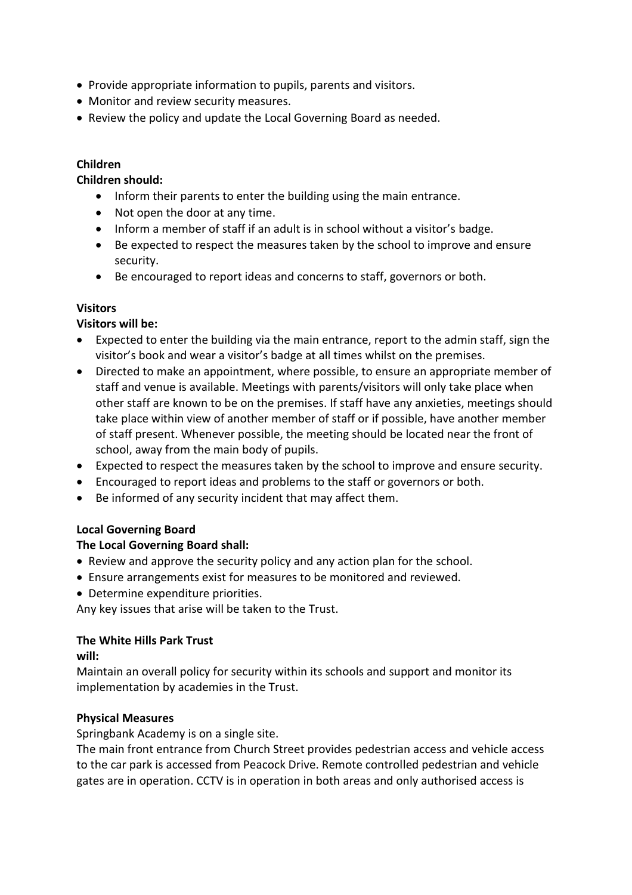- Provide appropriate information to pupils, parents and visitors.
- Monitor and review security measures.
- Review the policy and update the Local Governing Board as needed.

**Children**

**Children should:**

- Inform their parents to enter the building using the main entrance.
- Not open the door at any time.
- Inform a member of staff if an adult is in school without a visitor's badge.
- Be expected to respect the measures taken by the school to improve and ensure security.
- Be encouraged to report ideas and concerns to staff, governors or both.

**Visitors**

**Visitors will be:**

- Expected to enter the building via the main entrance, report to the admin staff, sign the visitor's book and wear a visitor's badge at all times whilst on the premises.
- Directed to make an appointment, where possible, to ensure an appropriate member of staff and venue is available. Meetings with parents/visitors will only take place when other staff are known to be on the premises. If staff have any anxieties, meetings should take place within view of another member of staff or if possible, have another member of staff present. Whenever possible, the meeting should be located near the front of school, away from the main body of pupils.
- Expected to respect the measures taken by the school to improve and ensure security.
- Encouraged to report ideas and problems to the staff or governors or both.
- Be informed of any security incident that may affect them.

**Local Governing Board**

**The Local Governing Board shall:**

- Review and approve the security policy and any action plan for the school.
- Ensure arrangements exist for measures to be monitored and reviewed.
- Determine expenditure priorities.

Any key issues that arise will be taken to the Trust.

**The White Hills Park Trust**

**will:**

Maintain an overall policy for security within its schools and support and monitor its implementation by academies in the Trust.

**Physical Measures**

Springbank Academy is on a single site.

The main front entrance from Church Street provides pedestrian access and vehicle access to the car park is accessed from Peacock Drive. Remote controlled pedestrian and vehicle gates are in operation. CCTV is in operation in both areas and only authorised access is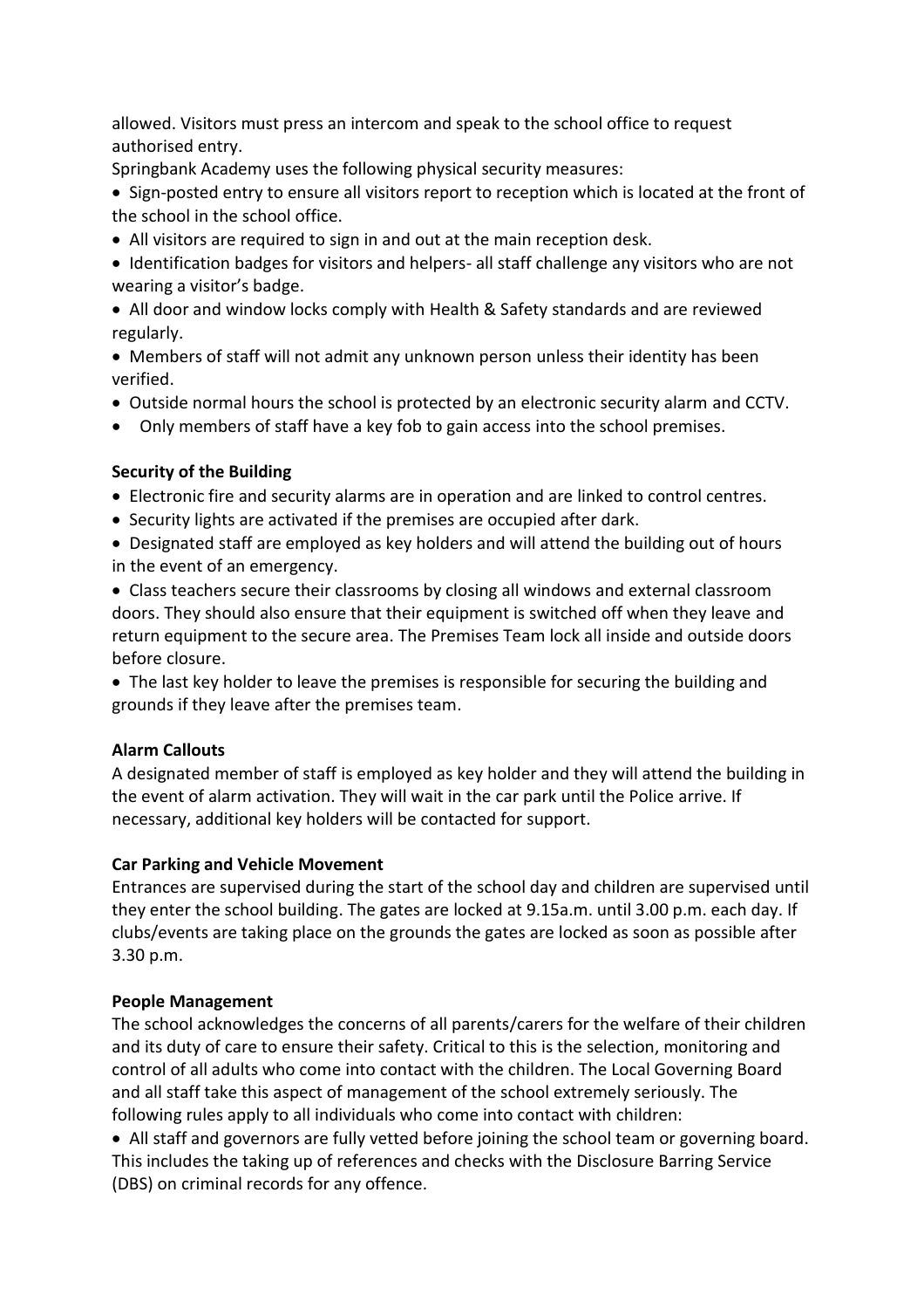allowed. Visitors must press an intercom and speak to the school office to request authorised entry.

Springbank Academy uses the following physical security measures:

- Sign-posted entry to ensure all visitors report to reception which is located at the front of the school in the school office.
- All visitors are required to sign in and out at the main reception desk.
- Identification badges for visitors and helpers- all staff challenge any visitors who are not wearing a visitor's badge.
- All door and window locks comply with Health & Safety standards and are reviewed regularly.
- Members of staff will not admit any unknown person unless their identity has been verified.
- Outside normal hours the school is protected by an electronic security alarm and CCTV.
- Only members of staff have a key fob to gain access into the school premises.

**Security of the Building**

- Electronic fire and security alarms are in operation and are linked to control centres.
- Security lights are activated if the premises are occupied after dark.
- Designated staff are employed as key holders and will attend the building out of hours in the event of an emergency.
- Class teachers secure their classrooms by closing all windows and external classroom doors. They should also ensure that their equipment is switched off when they leave and return equipment to the secure area. The Premises Team lock all inside and outside doors before closure.
- The last key holder to leave the premises is responsible for securing the building and grounds if they leave after the premises team.

**Alarm Callouts**

A designated member of staff is employed as key holder and they will attend the building in the event of alarm activation. They will wait in the car park until the Police arrive. If necessary, additional key holders will be contacted for support.

**Car Parking and Vehicle Movement**

Entrances are supervised during the start of the school day and children are supervised until they enter the school building. The gates are locked at 9.15a.m. until 3.00 p.m. each day. If clubs/events are taking place on the grounds the gates are locked as soon as possible after 3.30 p.m.

**People Management**

The school acknowledges the concerns of all parents/carers for the welfare of their children and its duty of care to ensure their safety. Critical to this is the selection, monitoring and control of all adults who come into contact with the children. The Local Governing Board and all staff take this aspect of management of the school extremely seriously. The following rules apply to all individuals who come into contact with children:

- All staff and governors are fully vetted before joining the school team or governing board. This includes the taking up of references and checks with the Disclosure Barring Service (DBS) on criminal records for any offence.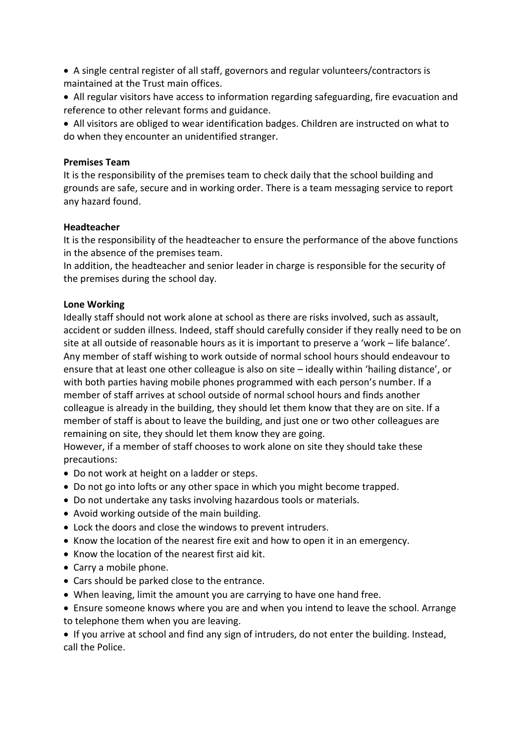- A single central register of all staff, governors and regular volunteers/contractors is maintained at the Trust main offices.
- All regular visitors have access to information regarding safeguarding, fire evacuation and reference to other relevant forms and guidance.
- All visitors are obliged to wear identification badges. Children are instructed on what to do when they encounter an unidentified stranger.

**Premises Team**

It is the responsibility of the premises team to check daily that the school building and grounds are safe, secure and in working order. There is a team messaging service to report any hazard found.

**Headteacher**

It is the responsibility of the headteacher to ensure the performance of the above functions in the absence of the premises team.

In addition, the headteacher and senior leader in charge is responsible for the security of the premises during the school day.

**Lone Working**

Ideally staff should not work alone at school as there are risks involved, such as assault, accident or sudden illness. Indeed, staff should carefully consider if they really need to be on site at all outside of reasonable hours as it is important to preserve a 'work – life balance'. Any member of staff wishing to work outside of normal school hours should endeavour to ensure that at least one other colleague is also on site – ideally within 'hailing distance', or with both parties having mobile phones programmed with each person's number. If a member of staff arrives at school outside of normal school hours and finds another colleague is already in the building, they should let them know that they are on site. If a member of staff is about to leave the building, and just one or two other colleagues are remaining on site, they should let them know they are going.

However, if a member of staff chooses to work alone on site they should take these precautions:

- Do not work at height on a ladder or steps.
- Do not go into lofts or any other space in which you might become trapped.
- Do not undertake any tasks involving hazardous tools or materials.
- Avoid working outside of the main building.
- Lock the doors and close the windows to prevent intruders.
- Know the location of the nearest fire exit and how to open it in an emergency.
- Know the location of the nearest first aid kit.
- Carry a mobile phone.
- Cars should be parked close to the entrance.
- When leaving, limit the amount you are carrying to have one hand free.
- Ensure someone knows where you are and when you intend to leave the school. Arrange to telephone them when you are leaving.
- If you arrive at school and find any sign of intruders, do not enter the building. Instead, call the Police.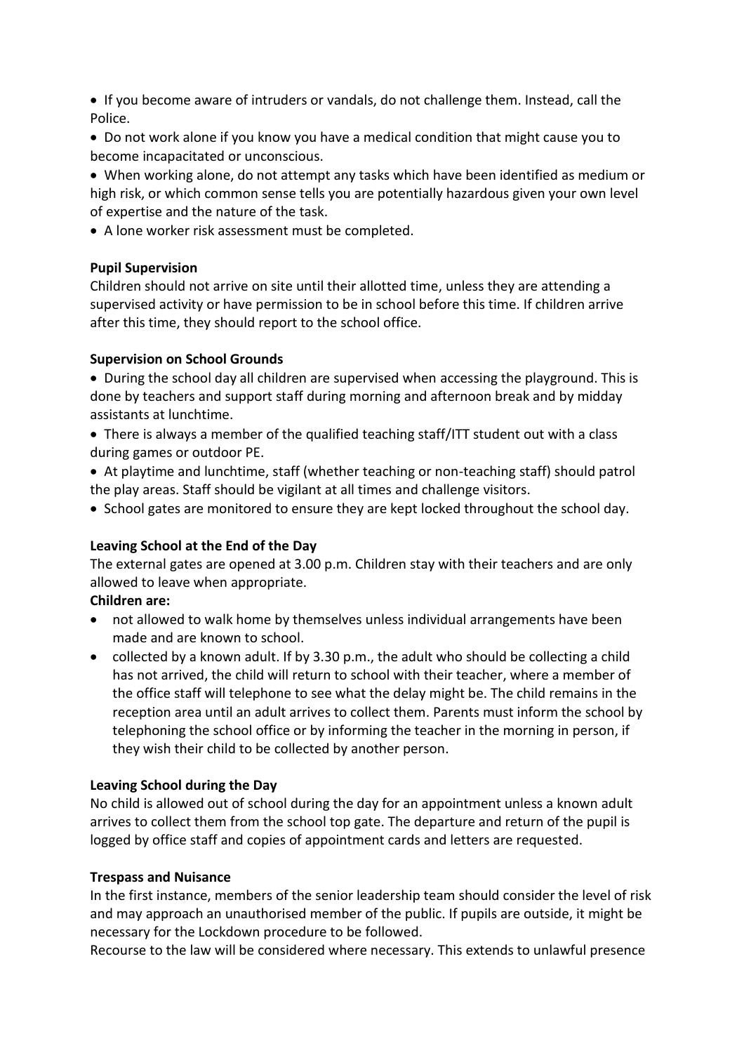- If you become aware of intruders or vandals, do not challenge them. Instead, call the Police.
- Do not work alone if you know you have a medical condition that might cause you to become incapacitated or unconscious.
- When working alone, do not attempt any tasks which have been identified as medium or high risk, or which common sense tells you are potentially hazardous given your own level of expertise and the nature of the task.
- A lone worker risk assessment must be completed.

**Pupil Supervision**

Children should not arrive on site until their allotted time, unless they are attending a supervised activity or have permission to be in school before this time. If children arrive after this time, they should report to the school office.

**Supervision on School Grounds**

- During the school day all children are supervised when accessing the playground. This is done by teachers and support staff during morning and afternoon break and by midday assistants at lunchtime.
- There is always a member of the qualified teaching staff/ITT student out with a class during games or outdoor PE.
- At playtime and lunchtime, staff (whether teaching or non-teaching staff) should patrol the play areas. Staff should be vigilant at all times and challenge visitors.
- School gates are monitored to ensure they are kept locked throughout the school day.

**Leaving School at the End of the Day**

The external gates are opened at 3.00 p.m. Children stay with their teachers and are only allowed to leave when appropriate.

**Children are:**

- not allowed to walk home by themselves unless individual arrangements have been made and are known to school.
- collected by a known adult. If by 3.30 p.m., the adult who should be collecting a child has not arrived, the child will return to school with their teacher, where a member of the office staff will telephone to see what the delay might be. The child remains in the reception area until an adult arrives to collect them. Parents must inform the school by telephoning the school office or by informing the teacher in the morning in person, if they wish their child to be collected by another person.

**Leaving School during the Day**

No child is allowed out of school during the day for an appointment unless a known adult arrives to collect them from the school top gate. The departure and return of the pupil is logged by office staff and copies of appointment cards and letters are requested.

**Trespass and Nuisance**

In the first instance, members of the senior leadership team should consider the level of risk and may approach an unauthorised member of the public. If pupils are outside, it might be necessary for the Lockdown procedure to be followed.

Recourse to the law will be considered where necessary. This extends to unlawful presence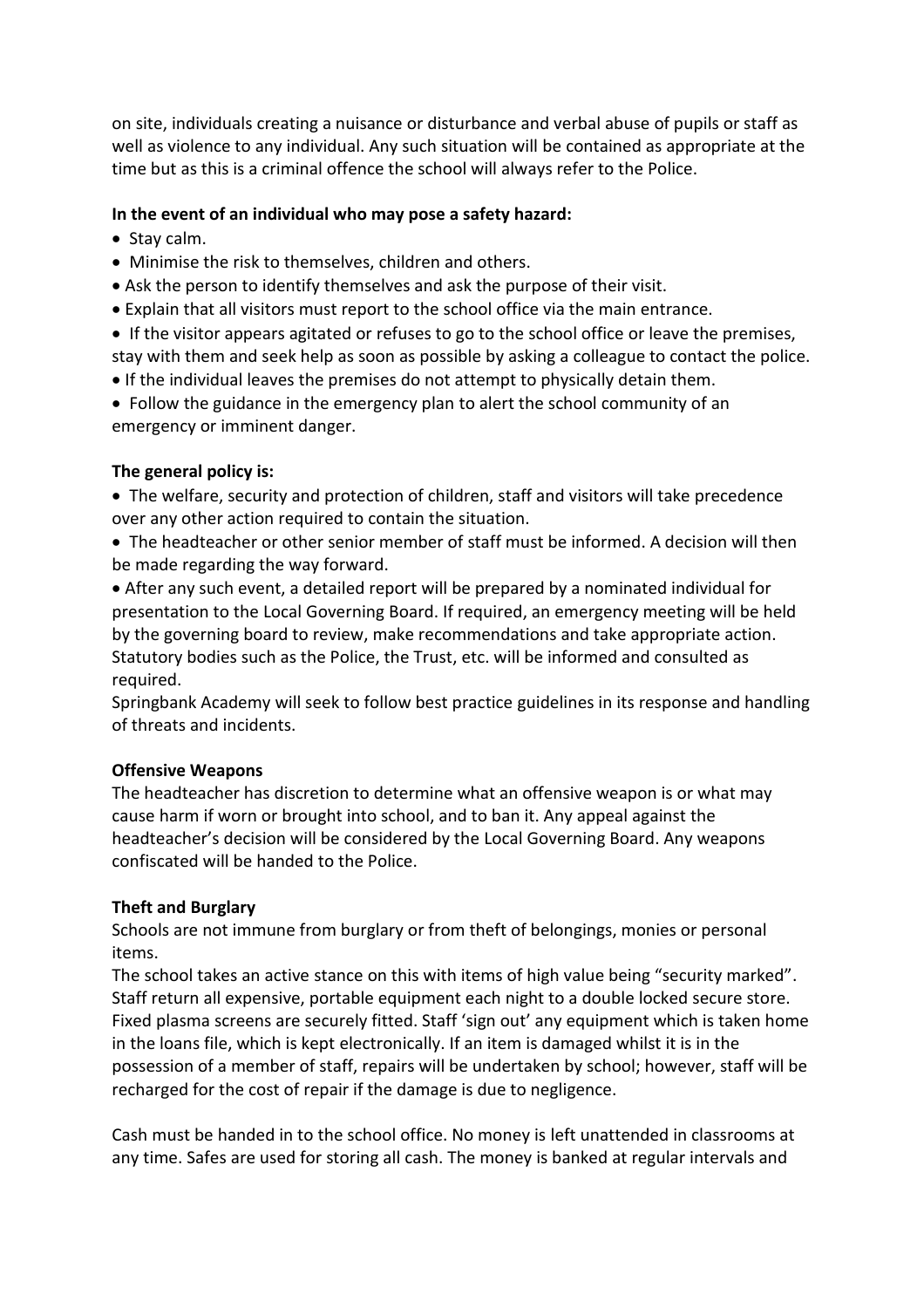on site, individuals creating a nuisance or disturbance and verbal abuse of pupils or staff as well as violence to any individual. Any such situation will be contained as appropriate at the time but as this is a criminal offence the school will always refer to the Police.

**In the event of an individual who may pose a safety hazard:**

- Stay calm.
- Minimise the risk to themselves, children and others.
- Ask the person to identify themselves and ask the purpose of their visit.
- Explain that all visitors must report to the school office via the main entrance.
- If the visitor appears agitated or refuses to go to the school office or leave the premises, stay with them and seek help as soon as possible by asking a colleague to contact the police.
- If the individual leaves the premises do not attempt to physically detain them.
- Follow the guidance in the emergency plan to alert the school community of an emergency or imminent danger.

**The general policy is:**

- The welfare, security and protection of children, staff and visitors will take precedence over any other action required to contain the situation.
- The headteacher or other senior member of staff must be informed. A decision will then be made regarding the way forward.
- After any such event, a detailed report will be prepared by a nominated individual for presentation to the Local Governing Board. If required, an emergency meeting will be held by the governing board to review, make recommendations and take appropriate action. Statutory bodies such as the Police, the Trust, etc. will be informed and consulted as required.

Springbank Academy will seek to follow best practice guidelines in its response and handling of threats and incidents.

**Offensive Weapons**

The headteacher has discretion to determine what an offensive weapon is or what may cause harm if worn or brought into school, and to ban it. Any appeal against the headteacher's decision will be considered by the Local Governing Board. Any weapons confiscated will be handed to the Police.

**Theft and Burglary**

Schools are not immune from burglary or from theft of belongings, monies or personal items.

The school takes an active stance on this with items of high value being "security marked". Staff return all expensive, portable equipment each night to a double locked secure store. Fixed plasma screens are securely fitted. Staff 'sign out' any equipment which is taken home in the loans file, which is kept electronically. If an item is damaged whilst it is in the possession of a member of staff, repairs will be undertaken by school; however, staff will be recharged for the cost of repair if the damage is due to negligence.

Cash must be handed in to the school office. No money is left unattended in classrooms at any time. Safes are used for storing all cash. The money is banked at regular intervals and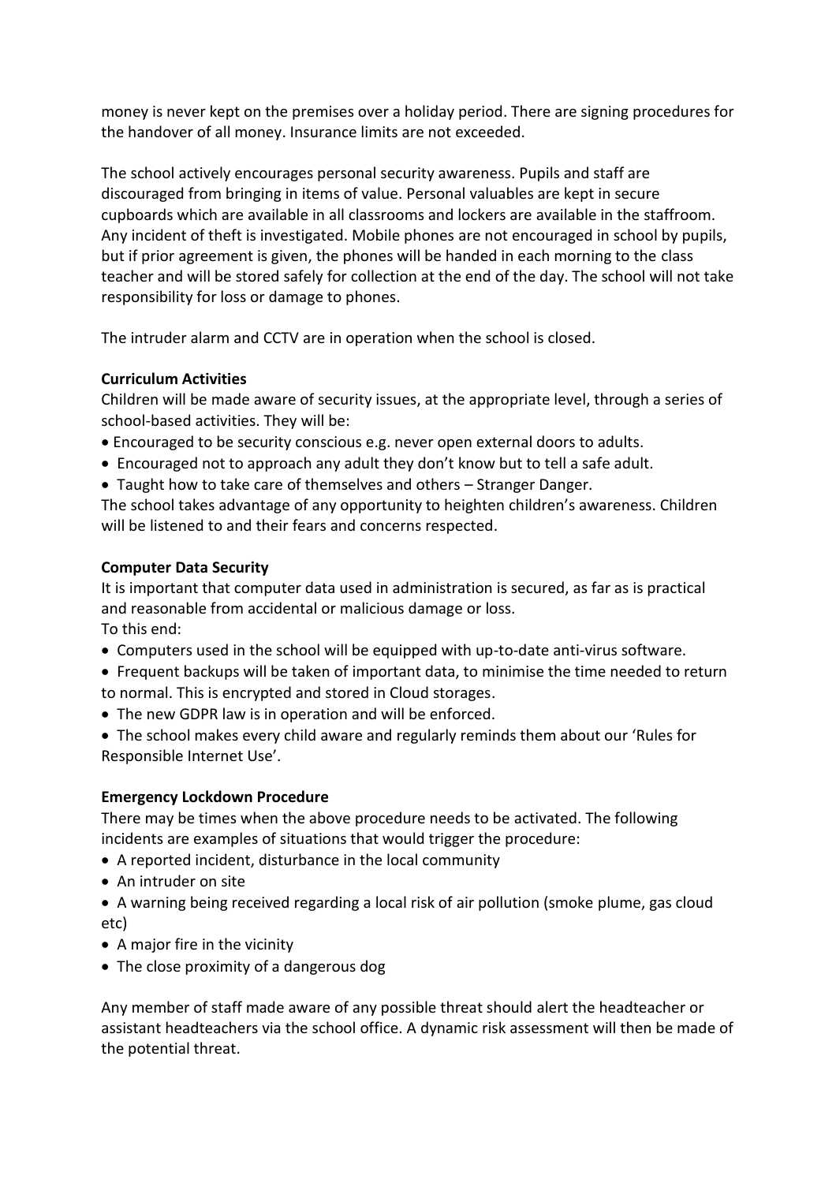money is never kept on the premises over a holiday period. There are signing procedures for the handover of all money. Insurance limits are not exceeded.

The school actively encourages personal security awareness. Pupils and staff are discouraged from bringing in items of value. Personal valuables are kept in secure cupboards which are available in all classrooms and lockers are available in the staffroom. Any incident of theft is investigated. Mobile phones are not encouraged in school by pupils, but if prior agreement is given, the phones will be handed in each morning to the class teacher and will be stored safely for collection at the end of the day. The school will not take responsibility for loss or damage to phones.

The intruder alarm and CCTV are in operation when the school is closed.

**Curriculum Activities**

Children will be made aware of security issues, at the appropriate level, through a series of school-based activities. They will be:

- Encouraged to be security conscious e.g. never open external doors to adults.
- Encouraged not to approach any adult they don't know but to tell a safe adult.
- Taught how to take care of themselves and others – Stranger Danger.

The school takes advantage of any opportunity to heighten children's awareness. Children will be listened to and their fears and concerns respected.

**Computer Data Security**

It is important that computer data used in administration is secured, as far as is practical and reasonable from accidental or malicious damage or loss.

To this end:

- Computers used in the school will be equipped with up-to-date anti-virus software.
- Frequent backups will be taken of important data, to minimise the time needed to return to normal. This is encrypted and stored in Cloud storages.
- The new GDPR law is in operation and will be enforced.
- The school makes every child aware and regularly reminds them about our 'Rules for Responsible Internet Use'.

**Emergency Lockdown Procedure**

There may be times when the above procedure needs to be activated. The following incidents are examples of situations that would trigger the procedure:

- A reported incident, disturbance in the local community
- An intruder on site
- A warning being received regarding a local risk of air pollution (smoke plume, gas cloud etc)
- A major fire in the vicinity
- The close proximity of a dangerous dog

Any member of staff made aware of any possible threat should alert the headteacher or assistant headteachers via the school office. A dynamic risk assessment will then be made of the potential threat.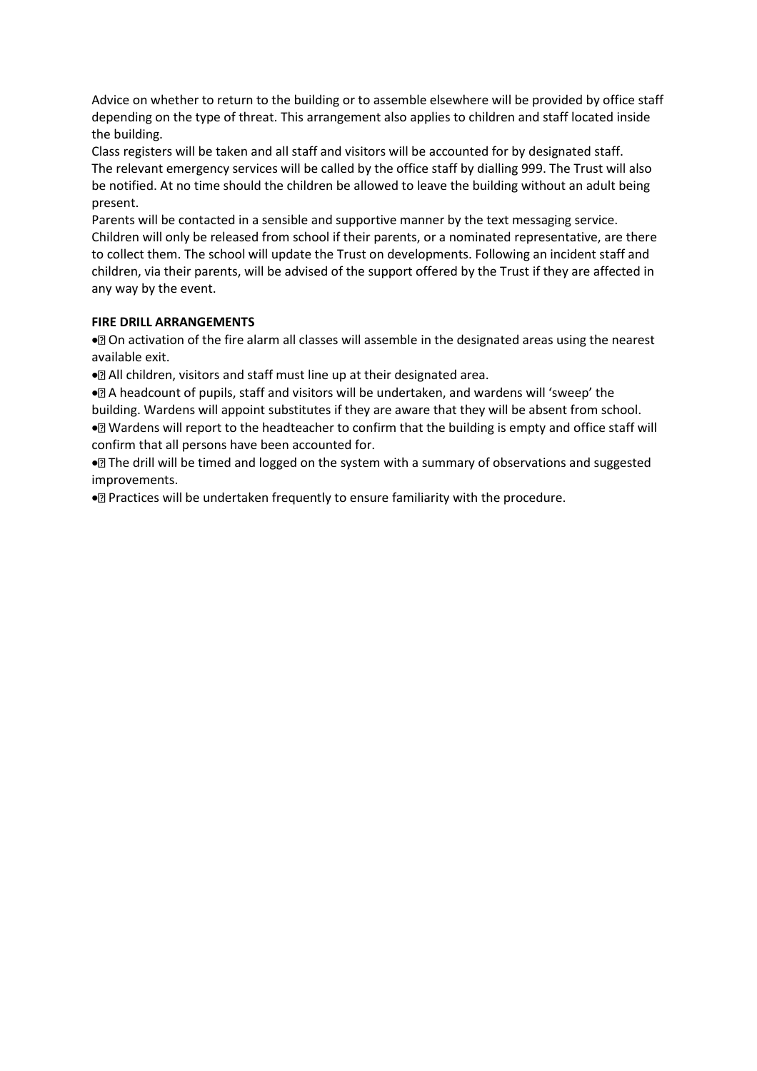Advice on whether to return to the building or to assemble elsewhere will be provided by office staff depending on the type of threat. This arrangement also applies to children and staff located inside the building.

Class registers will be taken and all staff and visitors will be accounted for by designated staff. The relevant emergency services will be called by the office staff by dialling 999. The Trust will also be notified. At no time should the children be allowed to leave the building without an adult being present.

Parents will be contacted in a sensible and supportive manner by the text messaging service. Children will only be released from school if their parents, or a nominated representative, are there to collect them. The school will update the Trust on developments. Following an incident staff and children, via their parents, will be advised of the support offered by the Trust if they are affected in any way by the event.

**FIRE DRILL ARRANGEMENTS**

- On activation of the fire alarm all classes will assemble in the designated areas using the nearest available exit.
- All children, visitors and staff must line up at their designated area.
- A headcount of pupils, staff and visitors will be undertaken, and wardens will 'sweep' the building. Wardens will appoint substitutes if they are aware that they will be absent from school.
- Wardens will report to the headteacher to confirm that the building is empty and office staff will confirm that all persons have been accounted for.
- The drill will be timed and logged on the system with a summary of observations and suggested improvements.
- Practices will be undertaken frequently to ensure familiarity with the procedure.